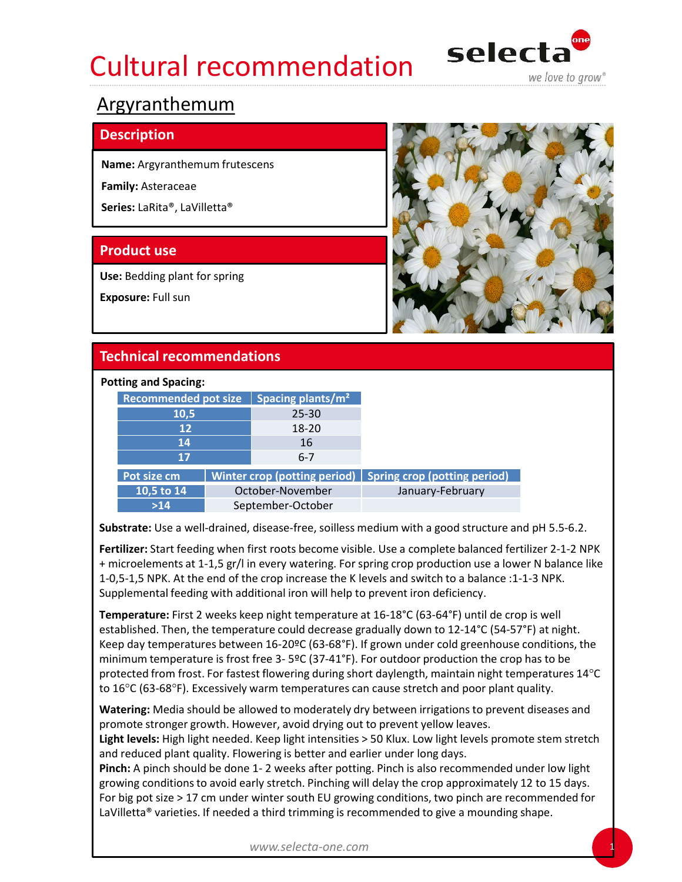# Cultural recommendation

selecta one — *we love to grow®*

## Argyranthemum

### Description

**Name:** Argyranthemum frutescens

**Family:** Asteraceae

**Series:** LaRita®, LaVilletta®

### Product use

**Use:** Bedding plant for spring

**Exposure:** Full sun

### Technical recommendations

**Potting and Spacing:**

| Recommended pot size | Spacing plants/m² |
|---|---|
| 10,5 | 25-30 |
| 12 | 18-20 |
| 14 | 16 |
| 17 | 6-7 |

| Pot size cm | Winter crop (potting period) | Spring crop (potting period) |
|---|---|---|
| 10,5 to 14 | October-November | January-February |
| >14 | September-October | |

**Substrate:** Use a well-drained, disease-free, soilless medium with a good structure and pH 5.5-6.2.

**Fertilizer:** Start feeding when first roots become visible. Use a complete balanced fertilizer 2-1-2 NPK + microelements at 1-1,5 gr/l in every watering. For spring crop production use a lower N balance like 1-0,5-1,5 NPK. At the end of the crop increase the K levels and switch to a balance :1-1-3 NPK. Supplemental feeding with additional iron will help to prevent iron deficiency.

**Temperature:** First 2 weeks keep night temperature at 16-18°C (63-64°F) until de crop is well established. Then, the temperature could decrease gradually down to 12-14°C (54-57°F) at night. Keep day temperatures between 16-20ºC (63-68°F). If grown under cold greenhouse conditions, the minimum temperature is frost free 3- 5ºC (37-41°F). For outdoor production the crop has to be protected from frost. For fastest flowering during short daylength, maintain night temperatures 14°C to 16°C (63-68°F). Excessively warm temperatures can cause stretch and poor plant quality.

**Watering:** Media should be allowed to moderately dry between irrigations to prevent diseases and promote stronger growth. However, avoid drying out to prevent yellow leaves.

**Light levels:** High light needed. Keep light intensities > 50 Klux. Low light levels promote stem stretch and reduced plant quality. Flowering is better and earlier under long days.

**Pinch:** A pinch should be done 1- 2 weeks after potting. Pinch is also recommended under low light growing conditions to avoid early stretch. Pinching will delay the crop approximately 12 to 15 days. For big pot size > 17 cm under winter south EU growing conditions, two pinch are recommended for LaVilletta® varieties. If needed a third trimming is recommended to give a mounding shape.

*www.selecta-one.com*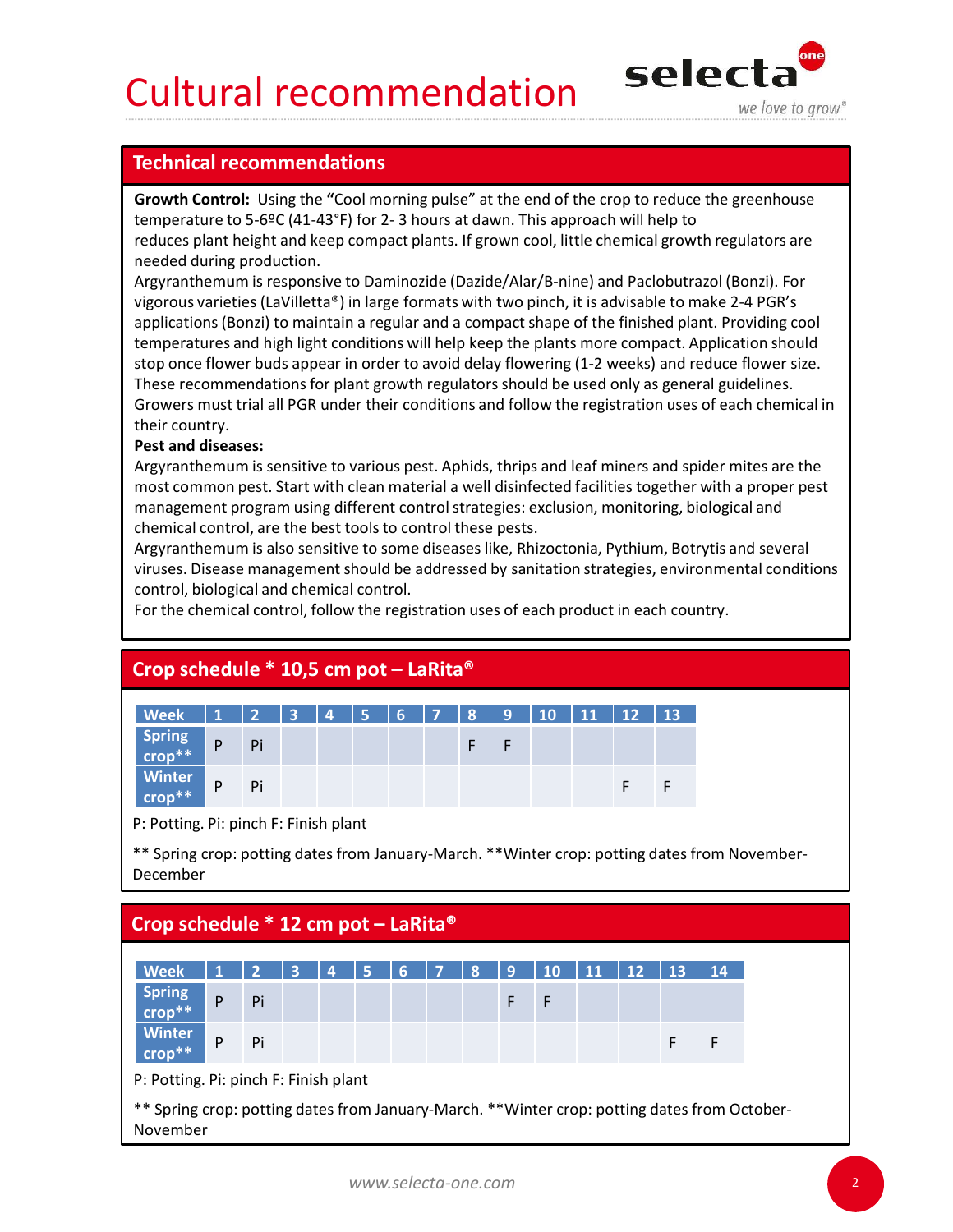# Cultural recommendation

## Technical recommendations

**Growth Control:** Using the **"**Cool morning pulse" at the end of the crop to reduce the greenhouse temperature to 5-6ºC (41-43°F) for 2- 3 hours at dawn. This approach will help to reduces plant height and keep compact plants. If grown cool, little chemical growth regulators are needed during production.

Argyranthemum is responsive to Daminozide (Dazide/Alar/B-nine) and Paclobutrazol (Bonzi). For vigorous varieties (LaVilletta®) in large formats with two pinch, it is advisable to make 2-4 PGR's applications (Bonzi) to maintain a regular and a compact shape of the finished plant. Providing cool temperatures and high light conditions will help keep the plants more compact. Application should stop once flower buds appear in order to avoid delay flowering (1-2 weeks) and reduce flower size. These recommendations for plant growth regulators should be used only as general guidelines. Growers must trial all PGR under their conditions and follow the registration uses of each chemical in their country.

**Pest and diseases:**

Argyranthemum is sensitive to various pest. Aphids, thrips and leaf miners and spider mites are the most common pest. Start with clean material a well disinfected facilities together with a proper pest management program using different control strategies: exclusion, monitoring, biological and chemical control, are the best tools to control these pests.

Argyranthemum is also sensitive to some diseases like, Rhizoctonia, Pythium, Botrytis and several viruses. Disease management should be addressed by sanitation strategies, environmental conditions control, biological and chemical control.

For the chemical control, follow the registration uses of each product in each country.

## Crop schedule * 10,5 cm pot – LaRita®

| Week | 1 | 2 | 3 | 4 | 5 | 6 | 7 | 8 | 9 | 10 | 11 | 12 | 13 |
|---|---|---|---|---|---|---|---|---|---|---|---|---|---|
| Spring crop** | P | Pi | | | | | | F | F | | | | |
| Winter crop** | P | Pi | | | | | | | | | | F | F |

P: Potting. Pi: pinch F: Finish plant

** Spring crop: potting dates from January-March. **Winter crop: potting dates from November-December

## Crop schedule * 12 cm pot – LaRita®

| Week | 1 | 2 | 3 | 4 | 5 | 6 | 7 | 8 | 9 | 10 | 11 | 12 | 13 | 14 |
|---|---|---|---|---|---|---|---|---|---|---|---|---|---|---|
| Spring crop** | P | Pi | | | | | | | F | F | | | | |
| Winter crop** | P | Pi | | | | | | | | | | | F | F |

P: Potting. Pi: pinch F: Finish plant

** Spring crop: potting dates from January-March. **Winter crop: potting dates from October-November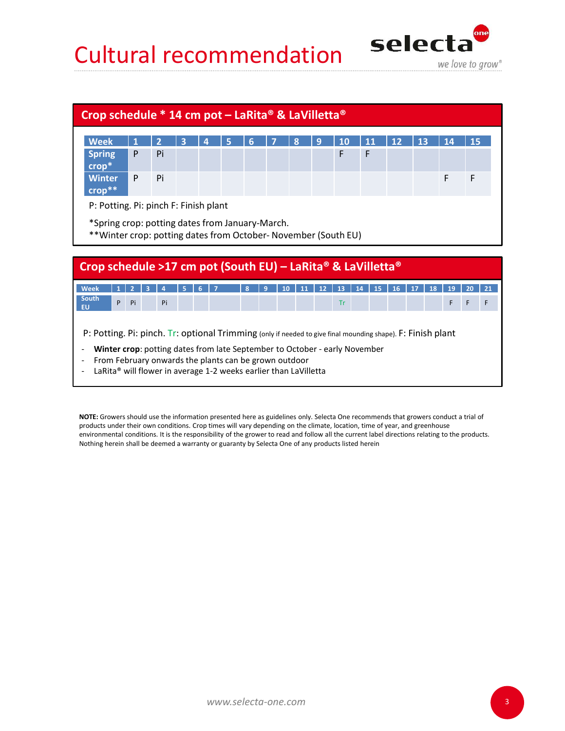# Cultural recommendation

## Crop schedule * 14 cm pot – LaRita® & LaVilletta®

| Week | 1 | 2 | 3 | 4 | 5 | 6 | 7 | 8 | 9 | 10 | 11 | 12 | 13 | 14 | 15 |
|---|---|---|---|---|---|---|---|---|---|---|---|---|---|---|---|
| Spring crop* | P | Pi | | | | | | | | F | F | | | | |
| Winter crop** | P | Pi | | | | | | | | | | | | F | F |

P: Potting. Pi: pinch F: Finish plant

*Spring crop: potting dates from January-March.
**Winter crop: potting dates from October- November (South EU)

## Crop schedule >17 cm pot (South EU) – LaRita® & LaVilletta®

| Week | 1 | 2 | 3 | 4 | 5 | 6 | 7 | 8 | 9 | 10 | 11 | 12 | 13 | 14 | 15 | 16 | 17 | 18 | 19 | 20 | 21 |
|---|---|---|---|---|---|---|---|---|---|---|---|---|---|---|---|---|---|---|---|---|---|
| South EU | P | Pi | | Pi | | | | | | | | | Tr | | | | | | F | F | F |

P: Potting. Pi: pinch. Tr: optional Trimming (only if needed to give final mounding shape). F: Finish plant

- **Winter crop**: potting dates from late September to October - early November
- From February onwards the plants can be grown outdoor
- LaRita® will flower in average 1-2 weeks earlier than LaVilletta

**NOTE:** Growers should use the information presented here as guidelines only. Selecta One recommends that growers conduct a trial of products under their own conditions. Crop times will vary depending on the climate, location, time of year, and greenhouse environmental conditions. It is the responsibility of the grower to read and follow all the current label directions relating to the products. Nothing herein shall be deemed a warranty or guaranty by Selecta One of any products listed herein